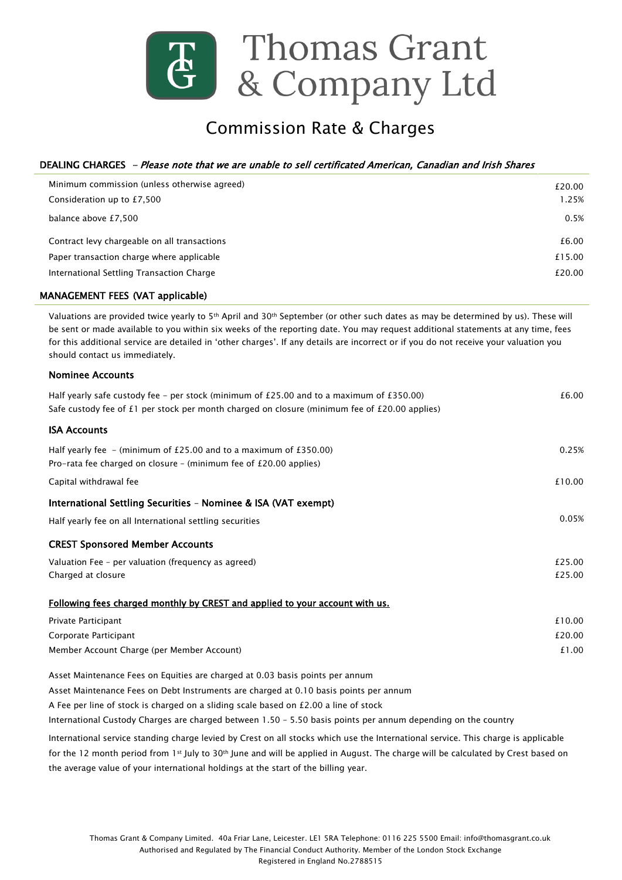# Thomas Grant & Company Ltd

## Commission Rate & Charges

### DEALING CHARGES - *Please note that we are unable to sell certificated American, Canadian and Irish Shares*

| | |
|---|---|
| Minimum commission (unless otherwise agreed) | £20.00 |
| Consideration up to £7,500 | 1.25% |
| balance above £7,500 | 0.5% |
| Contract levy chargeable on all transactions | £6.00 |
| Paper transaction charge where applicable | £15.00 |
| International Settling Transaction Charge | £20.00 |

### MANAGEMENT FEES (VAT applicable)

Valuations are provided twice yearly to 5th April and 30th September (or other such dates as may be determined by us). These will be sent or made available to you within six weeks of the reporting date. You may request additional statements at any time, fees for this additional service are detailed in 'other charges'. If any details are incorrect or if you do not receive your valuation you should contact us immediately.

#### Nominee Accounts

| | |
|---|---|
| Half yearly safe custody fee - per stock (minimum of £25.00 and to a maximum of £350.00)<br>Safe custody fee of £1 per stock per month charged on closure (minimum fee of £20.00 applies) | £6.00 |

#### ISA Accounts

| | |
|---|---|
| Half yearly fee - (minimum of £25.00 and to a maximum of £350.00)<br>Pro-rata fee charged on closure - (minimum fee of £20.00 applies) | 0.25% |
| Capital withdrawal fee | £10.00 |

#### International Settling Securities – Nominee & ISA (VAT exempt)

| | |
|---|---|
| Half yearly fee on all International settling securities | 0.05% |

#### CREST Sponsored Member Accounts

| | |
|---|---|
| Valuation Fee - per valuation (frequency as agreed) | £25.00 |
| Charged at closure | £25.00 |

**Following fees charged monthly by CREST and applied to your account with us.**

| | |
|---|---|
| Private Participant | £10.00 |
| Corporate Participant | £20.00 |
| Member Account Charge (per Member Account) | £1.00 |

Asset Maintenance Fees on Equities are charged at 0.03 basis points per annum

Asset Maintenance Fees on Debt Instruments are charged at 0.10 basis points per annum

A Fee per line of stock is charged on a sliding scale based on £2.00 a line of stock

International Custody Charges are charged between 1.50 - 5.50 basis points per annum depending on the country

International service standing charge levied by Crest on all stocks which use the International service. This charge is applicable for the 12 month period from 1st July to 30th June and will be applied in August. The charge will be calculated by Crest based on the average value of your international holdings at the start of the billing year.

Thomas Grant & Company Limited. 40a Friar Lane, Leicester. LE1 5RA Telephone: 0116 225 5500 Email: info@thomasgrant.co.uk
Authorised and Regulated by The Financial Conduct Authority. Member of the London Stock Exchange
Registered in England No.2788515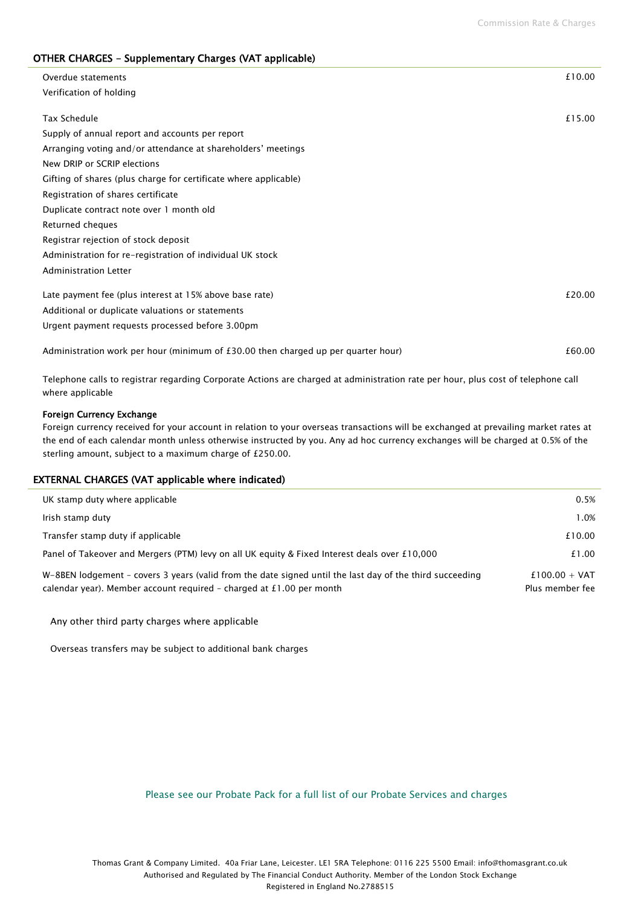## OTHER CHARGES - Supplementary Charges (VAT applicable)

| | |
|---|---|
| Overdue statements | £10.00 |
| Verification of holding | |
| Tax Schedule | £15.00 |
| Supply of annual report and accounts per report | |
| Arranging voting and/or attendance at shareholders' meetings | |
| New DRIP or SCRIP elections | |
| Gifting of shares (plus charge for certificate where applicable) | |
| Registration of shares certificate | |
| Duplicate contract note over 1 month old | |
| Returned cheques | |
| Registrar rejection of stock deposit | |
| Administration for re-registration of individual UK stock | |
| Administration Letter | |
| Late payment fee (plus interest at 15% above base rate) | £20.00 |
| Additional or duplicate valuations or statements | |
| Urgent payment requests processed before 3.00pm | |
| Administration work per hour (minimum of £30.00 then charged up per quarter hour) | £60.00 |

Telephone calls to registrar regarding Corporate Actions are charged at administration rate per hour, plus cost of telephone call where applicable

**Foreign Currency Exchange**

Foreign currency received for your account in relation to your overseas transactions will be exchanged at prevailing market rates at the end of each calendar month unless otherwise instructed by you. Any ad hoc currency exchanges will be charged at 0.5% of the sterling amount, subject to a maximum charge of £250.00.

## EXTERNAL CHARGES (VAT applicable where indicated)

| | |
|---|---|
| UK stamp duty where applicable | 0.5% |
| Irish stamp duty | 1.0% |
| Transfer stamp duty if applicable | £10.00 |
| Panel of Takeover and Mergers (PTM) levy on all UK equity & Fixed Interest deals over £10,000 | £1.00 |
| W-8BEN lodgement - covers 3 years (valid from the date signed until the last day of the third succeeding calendar year). Member account required - charged at £1.00 per month | £100.00 + VAT Plus member fee |

Any other third party charges where applicable

Overseas transfers may be subject to additional bank charges

Please see our Probate Pack for a full list of our Probate Services and charges

Thomas Grant & Company Limited. 40a Friar Lane, Leicester. LE1 5RA Telephone: 0116 225 5500 Email: info@thomasgrant.co.uk
Authorised and Regulated by The Financial Conduct Authority. Member of the London Stock Exchange
Registered in England No.2788515